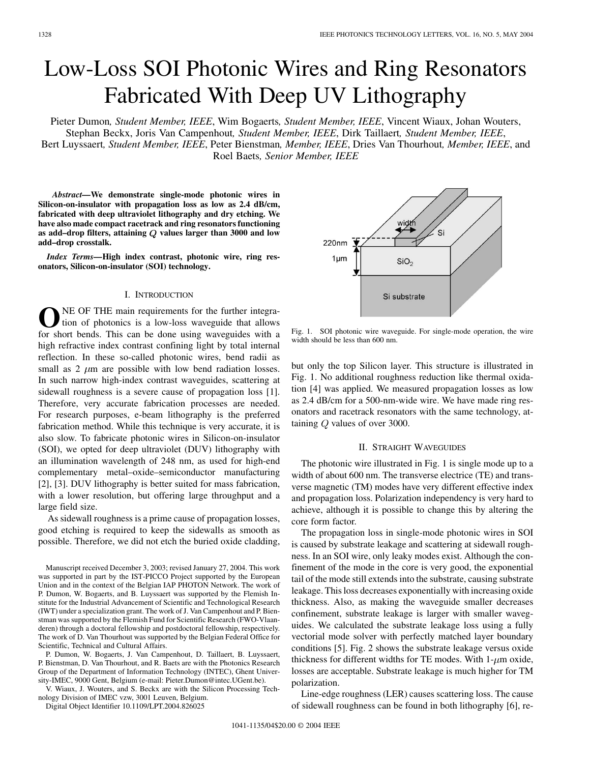# Low-Loss SOI Photonic Wires and Ring Resonators Fabricated With Deep UV Lithography

Pieter Dumon, *Student Member, IEEE*, Wim Bogaerts, *Student Member, IEEE*, Vincent Wiaux, Johan Wouters, Stephan Beckx, Joris Van Campenhout, *Student Member, IEEE*, Dirk Taillaert, *Student Member, IEEE*, Bert Luyssaert, *Student Member, IEEE*, Peter Bienstman, *Member, IEEE*, Dries Van Thourhout, *Member, IEEE*, and Roel Baets, *Senior Member, IEEE*

***Abstract*—We demonstrate single-mode photonic wires in Silicon-on-insulator with propagation loss as low as 2.4 dB/cm, fabricated with deep ultraviolet lithography and dry etching. We have also made compact racetrack and ring resonators functioning as add–drop filters, attaining $Q$ values larger than 3000 and low add–drop crosstalk.**

***Index Terms*—High index contrast, photonic wire, ring resonators, Silicon-on-insulator (SOI) technology.**

## I. Introduction

One of the main requirements for the further integration of photonics is a low-loss waveguide that allows for short bends. This can be done using waveguides with a high refractive index contrast confining light by total internal reflection. In these so-called photonic wires, bend radii as small as 2 $\mu$m are possible with low bend radiation losses. In such narrow high-index contrast waveguides, scattering at sidewall roughness is a severe cause of propagation loss [1]. Therefore, very accurate fabrication processes are needed. For research purposes, e-beam lithography is the preferred fabrication method. While this technique is very accurate, it is also slow. To fabricate photonic wires in Silicon-on-insulator (SOI), we opted for deep ultraviolet (DUV) lithography with an illumination wavelength of 248 nm, as used for high-end complementary metal–oxide–semiconductor manufacturing [2], [3]. DUV lithography is better suited for mass fabrication, with a lower resolution, but offering large throughput and a large field size.

As sidewall roughness is a prime cause of propagation losses, good etching is required to keep the sidewalls as smooth as possible. Therefore, we did not etch the buried oxide cladding, but only the top Silicon layer. This structure is illustrated in Fig. 1. No additional roughness reduction like thermal oxidation [4] was applied. We measured propagation losses as low as 2.4 dB/cm for a 500-nm-wide wire. We have made ring resonators and racetrack resonators with the same technology, attaining $Q$ values of over 3000.

Manuscript received December 3, 2003; revised January 27, 2004. This work was supported in part by the IST-PICCO Project supported by the European Union and in the context of the Belgian IAP PHOTON Network. The work of P. Dumon, W. Bogaerts, and B. Luyssaert was supported by the Flemish Institute for the Industrial Advancement of Scientific and Technological Research (IWT) under a specialization grant. The work of J. Van Campenhout and P. Bienstman was supported by the Flemish Fund for Scientific Research (FWO-Vlaanderen) through a doctoral fellowship and postdoctoral fellowship, respectively. The work of D. Van Thourhout was supported by the Belgian Federal Office for Scientific, Technical and Cultural Affairs.

P. Dumon, W. Bogaerts, J. Van Campenhout, D. Taillaert, B. Luyssaert, P. Bienstman, D. Van Thourhout, and R. Baets are with the Photonics Research Group of the Department of Information Technology (INTEC), Ghent University-IMEC, 9000 Gent, Belgium (e-mail: Pieter.Dumon@intec.UGent.be).

V. Wiaux, J. Wouters, and S. Beckx are with the Silicon Processing Technology Division of IMEC vzw, 3001 Leuven, Belgium.

Digital Object Identifier 10.1109/LPT.2004.826025

width
Si
220nm
1μm
SiO2
Si substrate

Fig. 1. SOI photonic wire waveguide. For single-mode operation, the wire width should be less than 600 nm.

## II. Straight Waveguides

The photonic wire illustrated in Fig. 1 is single mode up to a width of about 600 nm. The transverse electric (TE) and transverse magnetic (TM) modes have very different effective index and propagation loss. Polarization independency is very hard to achieve, although it is possible to change this by altering the core form factor.

The propagation loss in single-mode photonic wires in SOI is caused by substrate leakage and scattering at sidewall roughness. In an SOI wire, only leaky modes exist. Although the confinement of the mode in the core is very good, the exponential tail of the mode still extends into the substrate, causing substrate leakage. This loss decreases exponentially with increasing oxide thickness. Also, as making the waveguide smaller decreases confinement, substrate leakage is larger with smaller waveguides. We calculated the substrate leakage loss using a fully vectorial mode solver with perfectly matched layer boundary conditions [5]. Fig. 2 shows the substrate leakage versus oxide thickness for different widths for TE modes. With 1-$\mu$m oxide, losses are acceptable. Substrate leakage is much higher for TM polarization.

Line-edge roughness (LER) causes scattering loss. The cause of sidewall roughness can be found in both lithography [6], re-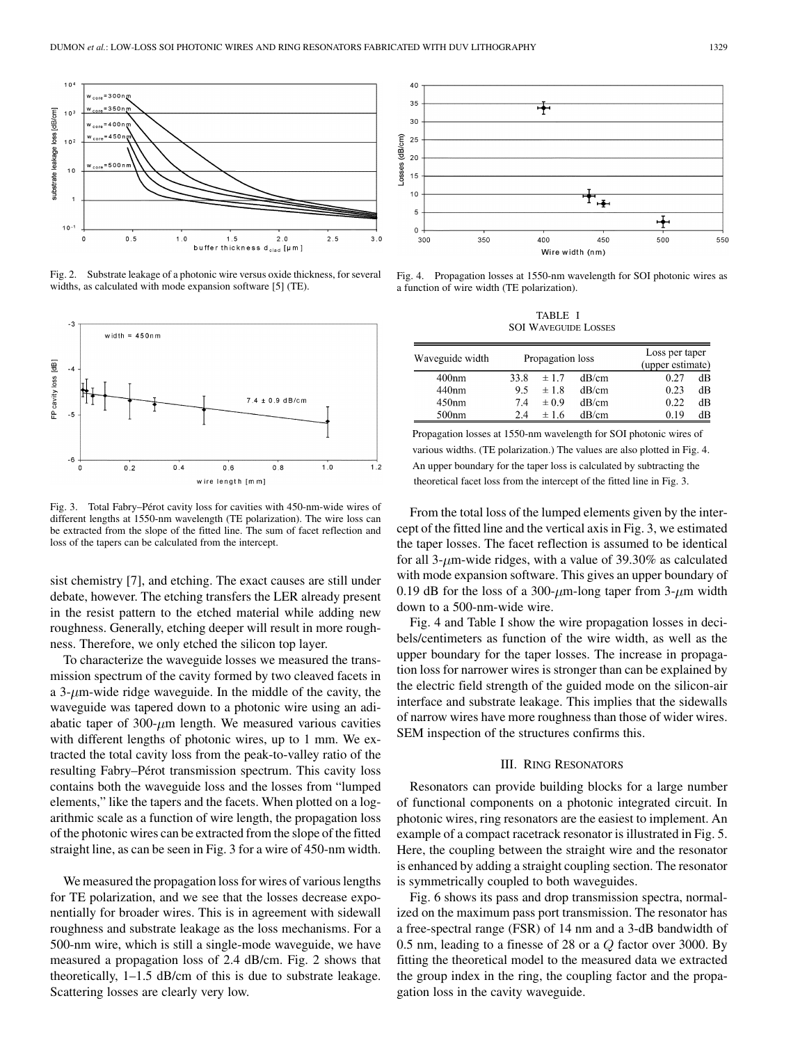Fig. 2. Substrate leakage of a photonic wire versus oxide thickness, for several widths, as calculated with mode expansion software [5] (TE).

Fig. 3. Total Fabry–Pérot cavity loss for cavities with 450-nm-wide wires of different lengths at 1550-nm wavelength (TE polarization). The wire loss can be extracted from the slope of the fitted line. The sum of facet reflection and loss of the tapers can be calculated from the intercept.

sist chemistry [7], and etching. The exact causes are still under debate, however. The etching transfers the LER already present in the resist pattern to the etched material while adding new roughness. Generally, etching deeper will result in more roughness. Therefore, we only etched the silicon top layer.

To characterize the waveguide losses we measured the transmission spectrum of the cavity formed by two cleaved facets in a 3-$\mu$m-wide ridge waveguide. In the middle of the cavity, the waveguide was tapered down to a photonic wire using an adiabatic taper of 300-$\mu$m length. We measured various cavities with different lengths of photonic wires, up to 1 mm. We extracted the total cavity loss from the peak-to-valley ratio of the resulting Fabry–Pérot transmission spectrum. This cavity loss contains both the waveguide loss and the losses from "lumped elements," like the tapers and the facets. When plotted on a logarithmic scale as a function of wire length, the propagation loss of the photonic wires can be extracted from the slope of the fitted straight line, as can be seen in Fig. 3 for a wire of 450-nm width.

We measured the propagation loss for wires of various lengths for TE polarization, and we see that the losses decrease exponentially for broader wires. This is in agreement with sidewall roughness and substrate leakage as the loss mechanisms. For a 500-nm wire, which is still a single-mode waveguide, we have measured a propagation loss of 2.4 dB/cm. Fig. 2 shows that theoretically, 1–1.5 dB/cm of this is due to substrate leakage. Scattering losses are clearly very low.

Fig. 4. Propagation losses at 1550-nm wavelength for SOI photonic wires as a function of wire width (TE polarization).

TABLE I
SOI Waveguide Losses

| Waveguide width | Propagation loss | Loss per taper (upper estimate) |
|---|---|---|
| 400nm | 33.8 ± 1.7 dB/cm | 0.27 dB |
| 440nm | 9.5 ± 1.8 dB/cm | 0.23 dB |
| 450nm | 7.4 ± 0.9 dB/cm | 0.22 dB |
| 500nm | 2.4 ± 1.6 dB/cm | 0.19 dB |

Propagation losses at 1550-nm wavelength for SOI photonic wires of various widths. (TE polarization.) The values are also plotted in Fig. 4. An upper boundary for the taper loss is calculated by subtracting the theoretical facet loss from the intercept of the fitted line in Fig. 3.

From the total loss of the lumped elements given by the intercept of the fitted line and the vertical axis in Fig. 3, we estimated the taper losses. The facet reflection is assumed to be identical for all 3-$\mu$m-wide ridges, with a value of 39.30% as calculated with mode expansion software. This gives an upper boundary of 0.19 dB for the loss of a 300-$\mu$m-long taper from 3-$\mu$m width down to a 500-nm-wide wire.

Fig. 4 and Table I show the wire propagation losses in decibels/centimeters as function of the wire width, as well as the upper boundary for the taper losses. The increase in propagation loss for narrower wires is stronger than can be explained by the electric field strength of the guided mode on the silicon-air interface and substrate leakage. This implies that the sidewalls of narrow wires have more roughness than those of wider wires. SEM inspection of the structures confirms this.

## III. Ring Resonators

Resonators can provide building blocks for a large number of functional components on a photonic integrated circuit. In photonic wires, ring resonators are the easiest to implement. An example of a compact racetrack resonator is illustrated in Fig. 5. Here, the coupling between the straight wire and the resonator is enhanced by adding a straight coupling section. The resonator is symmetrically coupled to both waveguides.

Fig. 6 shows its pass and drop transmission spectra, normalized on the maximum pass port transmission. The resonator has a free-spectral range (FSR) of 14 nm and a 3-dB bandwidth of 0.5 nm, leading to a finesse of 28 or a $Q$ factor over 3000. By fitting the theoretical model to the measured data we extracted the group index in the ring, the coupling factor and the propagation loss in the cavity waveguide.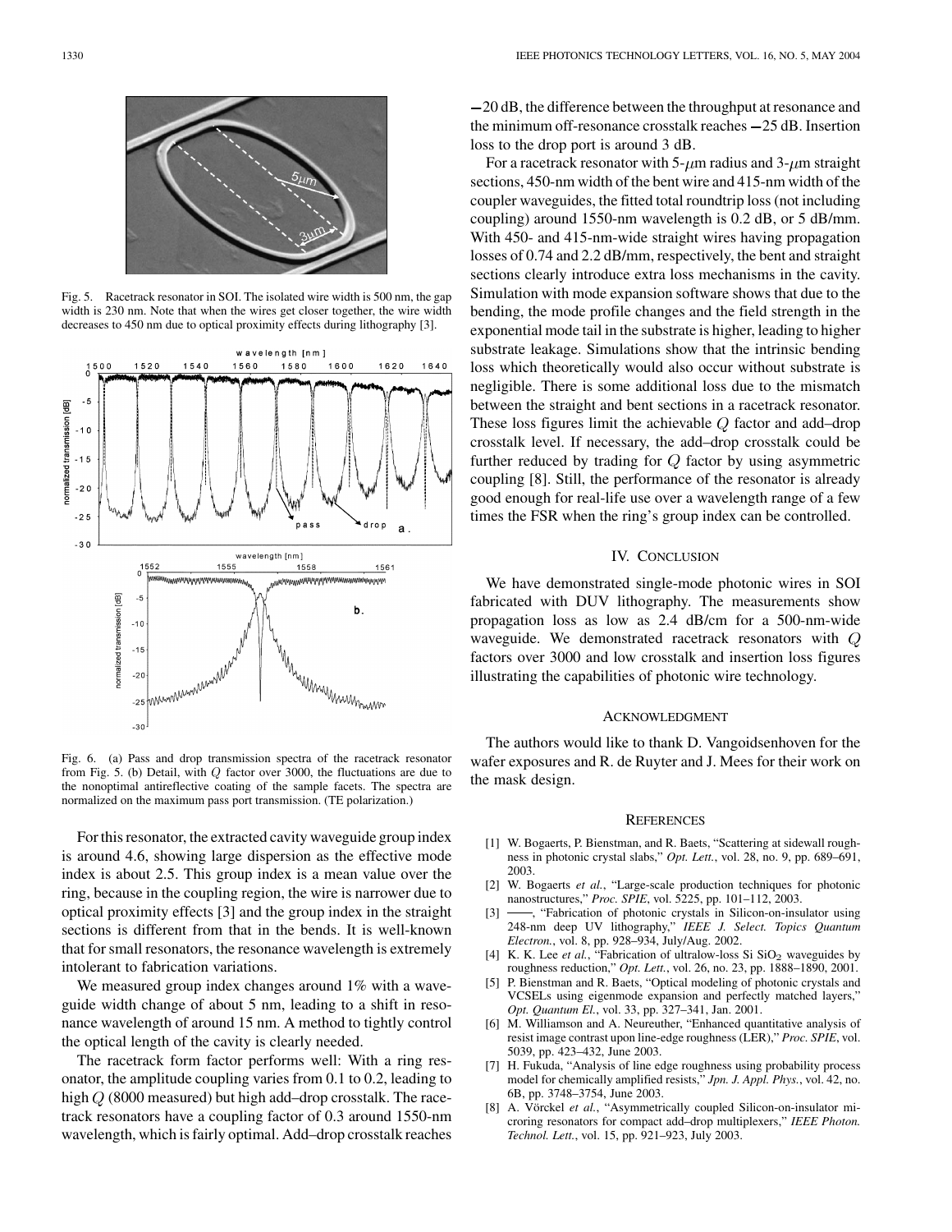5µm

3µm

Fig. 5. Racetrack resonator in SOI. The isolated wire width is 500 nm, the gap width is 230 nm. Note that when the wires get closer together, the wire width decreases to 450 nm due to optical proximity effects during lithography [3].

wavelength [nm]

1500 1520 1540 1560 1580 1600 1620 1640

normalized transmission [dB]

0 -5 -10 -15 -20 -25 -30

pass drop a.

wavelength [nm]

1552 1555 1558 1561

normalized transmission [dB]

0 -5 -10 -15 -20 -25 -30

b.

Fig. 6. (a) Pass and drop transmission spectra of the racetrack resonator from Fig. 5. (b) Detail, with $Q$ factor over 3000, the fluctuations are due to the nonoptimal antireflective coating of the sample facets. The spectra are normalized on the maximum pass port transmission. (TE polarization.)

For this resonator, the extracted cavity waveguide group index is around 4.6, showing large dispersion as the effective mode index is about 2.5. This group index is a mean value over the ring, because in the coupling region, the wire is narrower due to optical proximity effects [3] and the group index in the straight sections is different from that in the bends. It is well-known that for small resonators, the resonance wavelength is extremely intolerant to fabrication variations.

We measured group index changes around 1% with a waveguide width change of about 5 nm, leading to a shift in resonance wavelength of around 15 nm. A method to tightly control the optical length of the cavity is clearly needed.

The racetrack form factor performs well: With a ring resonator, the amplitude coupling varies from 0.1 to 0.2, leading to high $Q$ (8000 measured) but high add–drop crosstalk. The racetrack resonators have a coupling factor of 0.3 around 1550-nm wavelength, which is fairly optimal. Add–drop crosstalk reaches −20 dB, the difference between the throughput at resonance and the minimum off-resonance crosstalk reaches −25 dB. Insertion loss to the drop port is around 3 dB.

For a racetrack resonator with 5-µm radius and 3-µm straight sections, 450-nm width of the bent wire and 415-nm width of the coupler waveguides, the fitted total roundtrip loss (not including coupling) around 1550-nm wavelength is 0.2 dB, or 5 dB/mm. With 450- and 415-nm-wide straight wires having propagation losses of 0.74 and 2.2 dB/mm, respectively, the bent and straight sections clearly introduce extra loss mechanisms in the cavity. Simulation with mode expansion software shows that due to the bending, the mode profile changes and the field strength in the exponential mode tail in the substrate is higher, leading to higher substrate leakage. Simulations show that the intrinsic bending loss which theoretically would also occur without substrate is negligible. There is some additional loss due to the mismatch between the straight and bent sections in a racetrack resonator. These loss figures limit the achievable $Q$ factor and add–drop crosstalk level. If necessary, the add–drop crosstalk could be further reduced by trading for $Q$ factor by using asymmetric coupling [8]. Still, the performance of the resonator is already good enough for real-life use over a wavelength range of a few times the FSR when the ring's group index can be controlled.

## IV. Conclusion

We have demonstrated single-mode photonic wires in SOI fabricated with DUV lithography. The measurements show propagation loss as low as 2.4 dB/cm for a 500-nm-wide waveguide. We demonstrated racetrack resonators with $Q$ factors over 3000 and low crosstalk and insertion loss figures illustrating the capabilities of photonic wire technology.

## Acknowledgment

The authors would like to thank D. Vangoidsenhoven for the wafer exposures and R. de Ruyter and J. Mees for their work on the mask design.

## References

[1] W. Bogaerts, P. Bienstman, and R. Baets, "Scattering at sidewall roughness in photonic crystal slabs," *Opt. Lett.*, vol. 28, no. 9, pp. 689–691, 2003.

[2] W. Bogaerts *et al.*, "Large-scale production techniques for photonic nanostructures," *Proc. SPIE*, vol. 5225, pp. 101–112, 2003.

[3] ——, "Fabrication of photonic crystals in Silicon-on-insulator using 248-nm deep UV lithography," *IEEE J. Select. Topics Quantum Electron.*, vol. 8, pp. 928–934, July/Aug. 2002.

[4] K. K. Lee *et al.*, "Fabrication of ultralow-loss Si $SiO_2$ waveguides by roughness reduction," *Opt. Lett.*, vol. 26, no. 23, pp. 1888–1890, 2001.

[5] P. Bienstman and R. Baets, "Optical modeling of photonic crystals and VCSELs using eigenmode expansion and perfectly matched layers," *Opt. Quantum El.*, vol. 33, pp. 327–341, Jan. 2001.

[6] M. Williamson and A. Neureuther, "Enhanced quantitative analysis of resist image contrast upon line-edge roughness (LER)," *Proc. SPIE*, vol. 5039, pp. 423–432, June 2003.

[7] H. Fukuda, "Analysis of line edge roughness using probability process model for chemically amplified resists," *Jpn. J. Appl. Phys.*, vol. 42, no. 6B, pp. 3748–3754, June 2003.

[8] A. Vörckel *et al.*, "Asymmetrically coupled Silicon-on-insulator microring resonators for compact add–drop multiplexers," *IEEE Photon. Technol. Lett.*, vol. 15, pp. 921–923, July 2003.